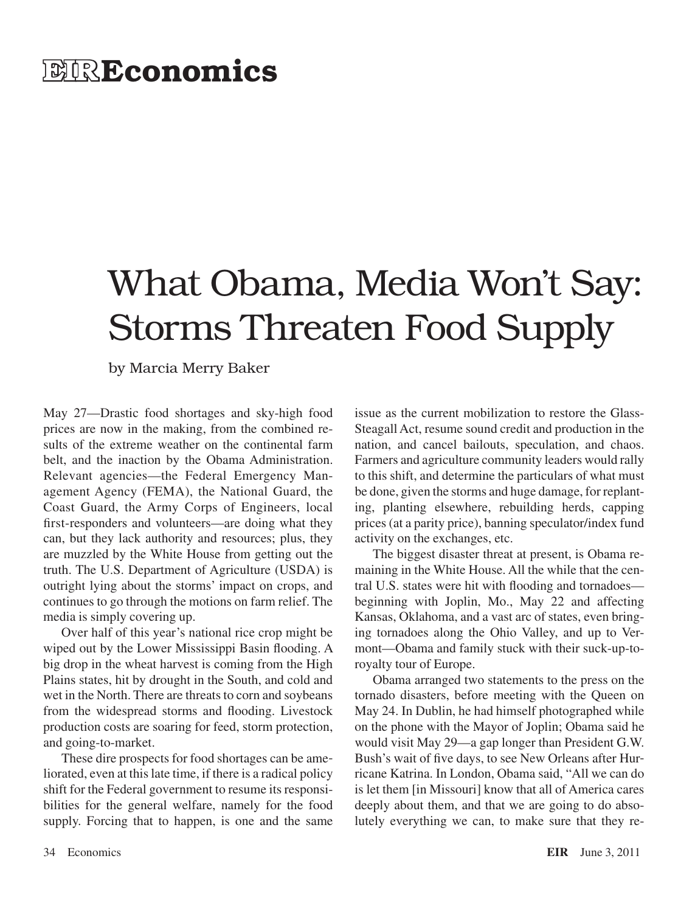# EIR Economics

## What Obama, Media Won't Say: Storms Threaten Food Supply

by Marcia Merry Baker

May 27—Drastic food shortages and sky-high food prices are now in the making, from the combined results of the extreme weather on the continental farm belt, and the inaction by the Obama Administration. Relevant agencies—the Federal Emergency Management Agency (FEMA), the National Guard, the Coast Guard, the Army Corps of Engineers, local first-responders and volunteers—are doing what they can, but they lack authority and resources; plus, they are muzzled by the White House from getting out the truth. The U.S. Department of Agriculture (USDA) is outright lying about the storms' impact on crops, and continues to go through the motions on farm relief. The media is simply covering up.

Over half of this year's national rice crop might be wiped out by the Lower Mississippi Basin flooding. A big drop in the wheat harvest is coming from the High Plains states, hit by drought in the South, and cold and wet in the North. There are threats to corn and soybeans from the widespread storms and flooding. Livestock production costs are soaring for feed, storm protection, and going-to-market.

These dire prospects for food shortages can be ameliorated, even at this late time, if there is a radical policy shift for the Federal government to resume its responsibilities for the general welfare, namely for the food supply. Forcing that to happen, is one and the same issue as the current mobilization to restore the Glass-Steagall Act, resume sound credit and production in the nation, and cancel bailouts, speculation, and chaos. Farmers and agriculture community leaders would rally to this shift, and determine the particulars of what must be done, given the storms and huge damage, for replanting, planting elsewhere, rebuilding herds, capping prices (at a parity price), banning speculator/index fund activity on the exchanges, etc.

The biggest disaster threat at present, is Obama remaining in the White House. All the while that the central U.S. states were hit with flooding and tornadoes—beginning with Joplin, Mo., May 22 and affecting Kansas, Oklahoma, and a vast arc of states, even bringing tornadoes along the Ohio Valley, and up to Vermont—Obama and family stuck with their suck-up-to-royalty tour of Europe.

Obama arranged two statements to the press on the tornado disasters, before meeting with the Queen on May 24. In Dublin, he had himself photographed while on the phone with the Mayor of Joplin; Obama said he would visit May 29—a gap longer than President G.W. Bush's wait of five days, to see New Orleans after Hurricane Katrina. In London, Obama said, "All we can do is let them [in Missouri] know that all of America cares deeply about them, and that we are going to do absolutely everything we can, to make sure that they re-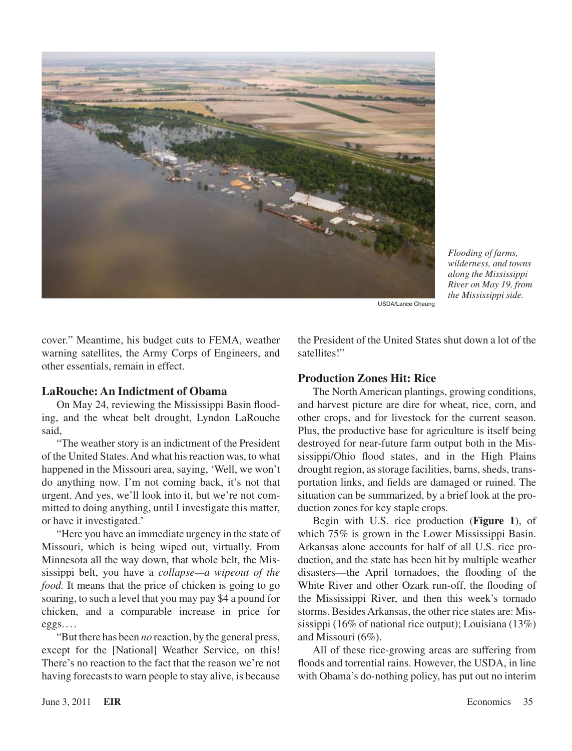*Flooding of farms, wilderness, and towns along the Mississippi River on May 19, from the Mississippi side.*

USDA/Lance Cheung

cover." Meantime, his budget cuts to FEMA, weather warning satellites, the Army Corps of Engineers, and other essentials, remain in effect.

### LaRouche: An Indictment of Obama

On May 24, reviewing the Mississippi Basin flooding, and the wheat belt drought, Lyndon LaRouche said,

"The weather story is an indictment of the President of the United States. And what his reaction was, to what happened in the Missouri area, saying, 'Well, we won't do anything now. I'm not coming back, it's not that urgent. And yes, we'll look into it, but we're not committed to doing anything, until I investigate this matter, or have it investigated.'

"Here you have an immediate urgency in the state of Missouri, which is being wiped out, virtually. From Minnesota all the way down, that whole belt, the Mississippi belt, you have a *collapse—a wipeout of the food.* It means that the price of chicken is going to go soaring, to such a level that you may pay $4 a pound for chicken, and a comparable increase in price for eggs....

"But there has been *no* reaction, by the general press, except for the [National] Weather Service, on this! There's no reaction to the fact that the reason we're not having forecasts to warn people to stay alive, is because the President of the United States shut down a lot of the satellites!"

### Production Zones Hit: Rice

The North American plantings, growing conditions, and harvest picture are dire for wheat, rice, corn, and other crops, and for livestock for the current season. Plus, the productive base for agriculture is itself being destroyed for near-future farm output both in the Mississippi/Ohio flood states, and in the High Plains drought region, as storage facilities, barns, sheds, transportation links, and fields are damaged or ruined. The situation can be summarized, by a brief look at the production zones for key staple crops.

Begin with U.S. rice production (**Figure 1**), of which 75% is grown in the Lower Mississippi Basin. Arkansas alone accounts for half of all U.S. rice production, and the state has been hit by multiple weather disasters—the April tornadoes, the flooding of the White River and other Ozark run-off, the flooding of the Mississippi River, and then this week's tornado storms. Besides Arkansas, the other rice states are: Mississippi (16% of national rice output); Louisiana (13%) and Missouri (6%).

All of these rice-growing areas are suffering from floods and torrential rains. However, the USDA, in line with Obama's do-nothing policy, has put out no interim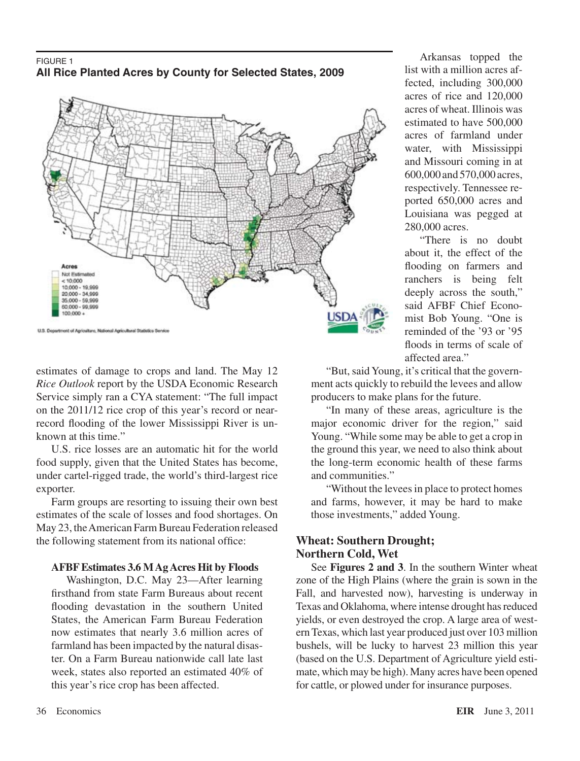FIGURE 1
**All Rice Planted Acres by County for Selected States, 2009**

Acres
Not Estimated
< 10,000
10,000 - 19,999
20,000 - 34,999
35,000 - 59,999
60,000 - 99,999
100,000 +

U.S. Department of Agriculture, National Agricultural Statistics Service

USDA

estimates of damage to crops and land. The May 12 *Rice Outlook* report by the USDA Economic Research Service simply ran a CYA statement: "The full impact on the 2011/12 rice crop of this year's record or near-record flooding of the lower Mississippi River is unknown at this time."

U.S. rice losses are an automatic hit for the world food supply, given that the United States has become, under cartel-rigged trade, the world's third-largest rice exporter.

Farm groups are resorting to issuing their own best estimates of the scale of losses and food shortages. On May 23, the American Farm Bureau Federation released the following statement from its national office:

**AFBF Estimates 3.6 M Ag Acres Hit by Floods**

Washington, D.C. May 23—After learning firsthand from state Farm Bureaus about recent flooding devastation in the southern United States, the American Farm Bureau Federation now estimates that nearly 3.6 million acres of farmland has been impacted by the natural disaster. On a Farm Bureau nationwide call late last week, states also reported an estimated 40% of this year's rice crop has been affected.

Arkansas topped the list with a million acres affected, including 300,000 acres of rice and 120,000 acres of wheat. Illinois was estimated to have 500,000 acres of farmland under water, with Mississippi and Missouri coming in at 600,000 and 570,000 acres, respectively. Tennessee reported 650,000 acres and Louisiana was pegged at 280,000 acres.

"There is no doubt about it, the effect of the flooding on farmers and ranchers is being felt deeply across the south," said AFBF Chief Economist Bob Young. "One is reminded of the '93 or '95 floods in terms of scale of affected area."

"But, said Young, it's critical that the government acts quickly to rebuild the levees and allow producers to make plans for the future.

"In many of these areas, agriculture is the major economic driver for the region," said Young. "While some may be able to get a crop in the ground this year, we need to also think about the long-term economic health of these farms and communities."

"Without the levees in place to protect homes and farms, however, it may be hard to make those investments," added Young.

## Wheat: Southern Drought; Northern Cold, Wet

See **Figures 2 and 3**. In the southern Winter wheat zone of the High Plains (where the grain is sown in the Fall, and harvested now), harvesting is underway in Texas and Oklahoma, where intense drought has reduced yields, or even destroyed the crop. A large area of western Texas, which last year produced just over 103 million bushels, will be lucky to harvest 23 million this year (based on the U.S. Department of Agriculture yield estimate, which may be high). Many acres have been opened for cattle, or plowed under for insurance purposes.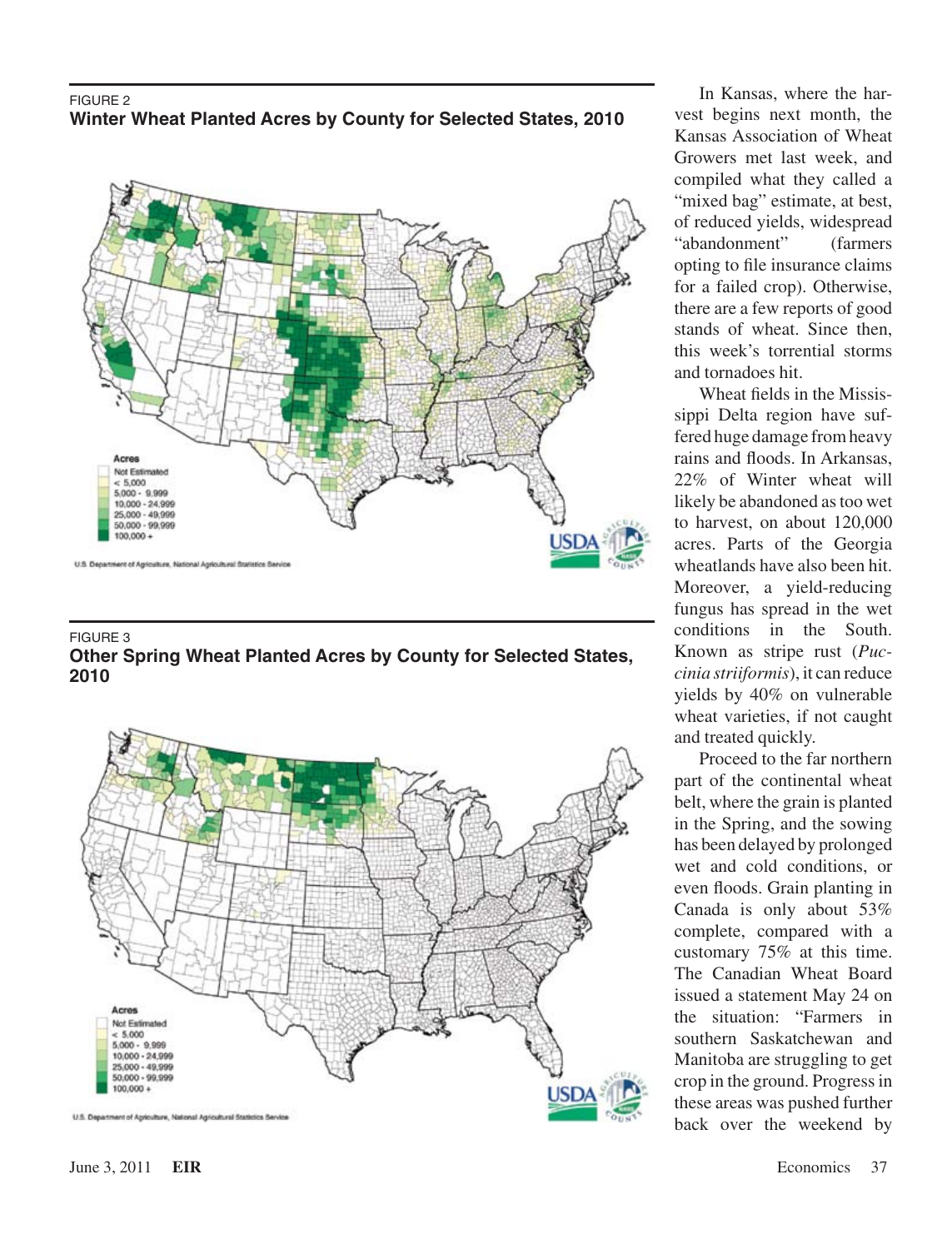FIGURE 2
**Winter Wheat Planted Acres by County for Selected States, 2010**

Acres
Not Estimated
< 5,000
5,000 - 9,999
10,000 - 24,999
25,000 - 49,999
50,000 - 99,999
100,000 +

USDA

U.S. Department of Agriculture, National Agricultural Statistics Service

FIGURE 3
**Other Spring Wheat Planted Acres by County for Selected States, 2010**

Acres
Not Estimated
< 5,000
5,000 - 9,999
10,000 - 24,999
25,000 - 49,999
50,000 - 99,999
100,000 +

USDA

U.S. Department of Agriculture, National Agricultural Statistics Service

In Kansas, where the harvest begins next month, the Kansas Association of Wheat Growers met last week, and compiled what they called a "mixed bag" estimate, at best, of reduced yields, widespread "abandonment" (farmers opting to file insurance claims for a failed crop). Otherwise, there are a few reports of good stands of wheat. Since then, this week's torrential storms and tornadoes hit.

Wheat fields in the Mississippi Delta region have suffered huge damage from heavy rains and floods. In Arkansas, 22% of Winter wheat will likely be abandoned as too wet to harvest, on about 120,000 acres. Parts of the Georgia wheatlands have also been hit. Moreover, a yield-reducing fungus has spread in the wet conditions in the South. Known as stripe rust (*Puccinia striiformis*), it can reduce yields by 40% on vulnerable wheat varieties, if not caught and treated quickly.

Proceed to the far northern part of the continental wheat belt, where the grain is planted in the Spring, and the sowing has been delayed by prolonged wet and cold conditions, or even floods. Grain planting in Canada is only about 53% complete, compared with a customary 75% at this time. The Canadian Wheat Board issued a statement May 24 on the situation: "Farmers in southern Saskatchewan and Manitoba are struggling to get crop in the ground. Progress in these areas was pushed further back over the weekend by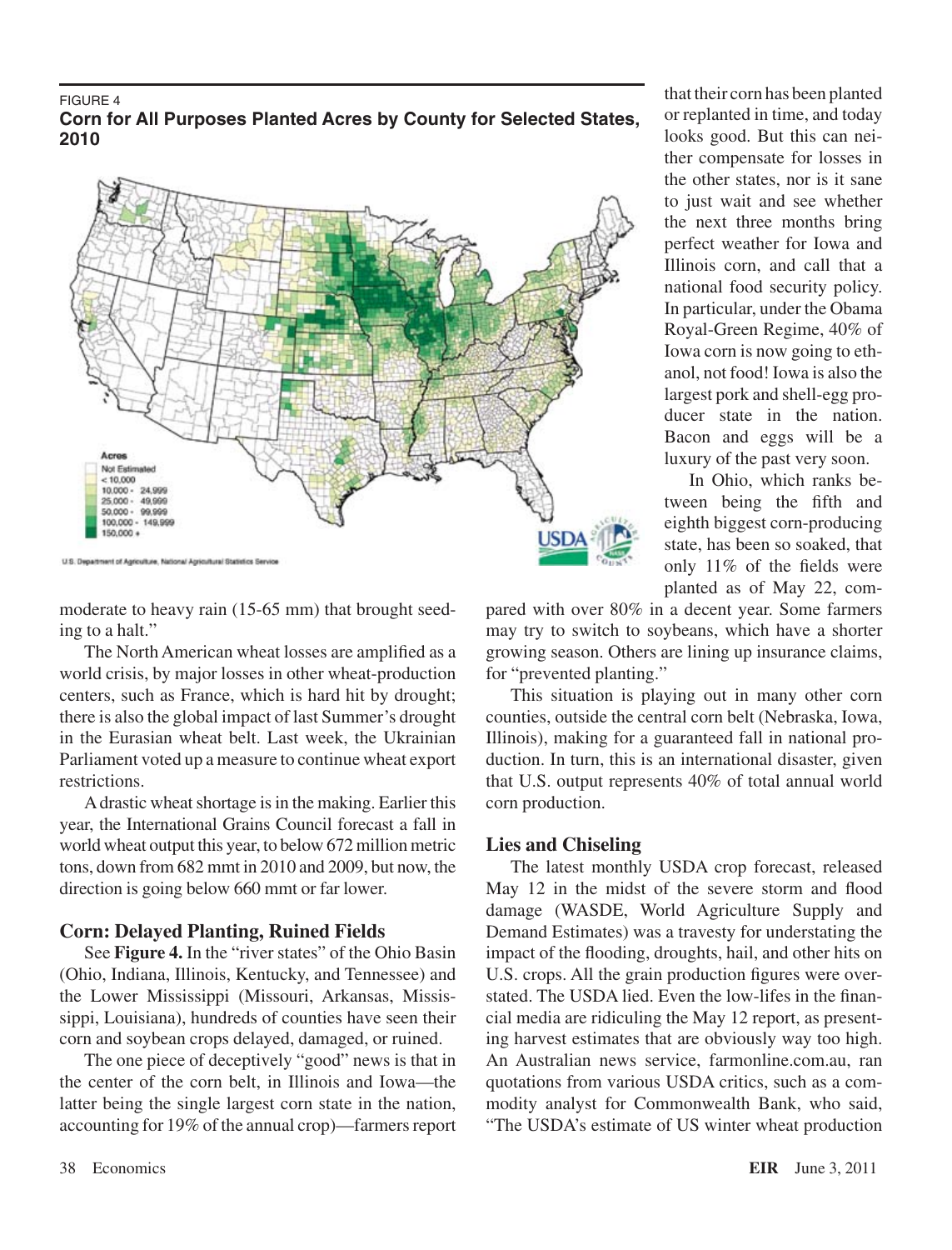FIGURE 4
**Corn for All Purposes Planted Acres by County for Selected States, 2010**

Acres
Not Estimated
< 10,000
10,000 - 24,999
25,000 - 49,999
50,000 - 99,999
100,000 - 149,999
150,000 +

U.S. Department of Agriculture, National Agricultural Statistics Service

USDA NASS AGRICULTURE COUNTS

moderate to heavy rain (15-65 mm) that brought seeding to a halt."

The North American wheat losses are amplified as a world crisis, by major losses in other wheat-production centers, such as France, which is hard hit by drought; there is also the global impact of last Summer's drought in the Eurasian wheat belt. Last week, the Ukrainian Parliament voted up a measure to continue wheat export restrictions.

A drastic wheat shortage is in the making. Earlier this year, the International Grains Council forecast a fall in world wheat output this year, to below 672 million metric tons, down from 682 mmt in 2010 and 2009, but now, the direction is going below 660 mmt or far lower.

## Corn: Delayed Planting, Ruined Fields

See **Figure 4.** In the "river states" of the Ohio Basin (Ohio, Indiana, Illinois, Kentucky, and Tennessee) and the Lower Mississippi (Missouri, Arkansas, Mississippi, Louisiana), hundreds of counties have seen their corn and soybean crops delayed, damaged, or ruined.

The one piece of deceptively "good" news is that in the center of the corn belt, in Illinois and Iowa—the latter being the single largest corn state in the nation, accounting for 19% of the annual crop)—farmers report that their corn has been planted or replanted in time, and today looks good. But this can neither compensate for losses in the other states, nor is it sane to just wait and see whether the next three months bring perfect weather for Iowa and Illinois corn, and call that a national food security policy. In particular, under the Obama Royal-Green Regime, 40% of Iowa corn is now going to ethanol, not food! Iowa is also the largest pork and shell-egg producer state in the nation. Bacon and eggs will be a luxury of the past very soon.

In Ohio, which ranks between being the fifth and eighth biggest corn-producing state, has been so soaked, that only 11% of the fields were planted as of May 22, compared with over 80% in a decent year. Some farmers may try to switch to soybeans, which have a shorter growing season. Others are lining up insurance claims, for "prevented planting."

This situation is playing out in many other corn counties, outside the central corn belt (Nebraska, Iowa, Illinois), making for a guaranteed fall in national production. In turn, this is an international disaster, given that U.S. output represents 40% of total annual world corn production.

## Lies and Chiseling

The latest monthly USDA crop forecast, released May 12 in the midst of the severe storm and flood damage (WASDE, World Agriculture Supply and Demand Estimates) was a travesty for understating the impact of the flooding, droughts, hail, and other hits on U.S. crops. All the grain production figures were overstated. The USDA lied. Even the low-lifes in the financial media are ridiculing the May 12 report, as presenting harvest estimates that are obviously way too high. An Australian news service, farmonline.com.au, ran quotations from various USDA critics, such as a commodity analyst for Commonwealth Bank, who said, "The USDA's estimate of US winter wheat production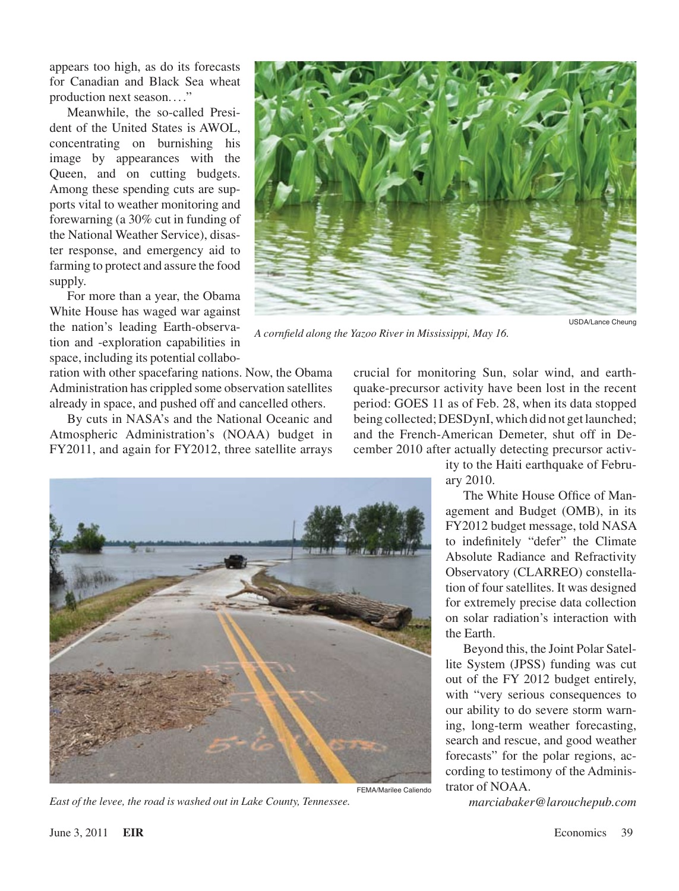appears too high, as do its forecasts for Canadian and Black Sea wheat production next season. . . ."

Meanwhile, the so-called President of the United States is AWOL, concentrating on burnishing his image by appearances with the Queen, and on cutting budgets. Among these spending cuts are supports vital to weather monitoring and forewarning (a 30% cut in funding of the National Weather Service), disaster response, and emergency aid to farming to protect and assure the food supply.

For more than a year, the Obama White House has waged war against the nation's leading Earth-observation and -exploration capabilities in space, including its potential collaboration with other spacefaring nations. Now, the Obama Administration has crippled some observation satellites already in space, and pushed off and cancelled others.

USDA/Lance Cheung

*A cornfield along the Yazoo River in Mississippi, May 16.*

By cuts in NASA's and the National Oceanic and Atmospheric Administration's (NOAA) budget in FY2011, and again for FY2012, three satellite arrays crucial for monitoring Sun, solar wind, and earthquake-precursor activity have been lost in the recent period: GOES 11 as of Feb. 28, when its data stopped being collected; DESDynI, which did not get launched; and the French-American Demeter, shut off in December 2010 after actually detecting precursor activity to the Haiti earthquake of February 2010.

FEMA/Marilee Caliendo

*East of the levee, the road is washed out in Lake County, Tennessee.*

The White House Office of Management and Budget (OMB), in its FY2012 budget message, told NASA to indefinitely "defer" the Climate Absolute Radiance and Refractivity Observatory (CLARREO) constellation of four satellites. It was designed for extremely precise data collection on solar radiation's interaction with the Earth.

Beyond this, the Joint Polar Satellite System (JPSS) funding was cut out of the FY 2012 budget entirely, with "very serious consequences to our ability to do severe storm warning, long-term weather forecasting, search and rescue, and good weather forecasts" for the polar regions, according to testimony of the Administrator of NOAA.

*marciabaker@larouchepub.com*